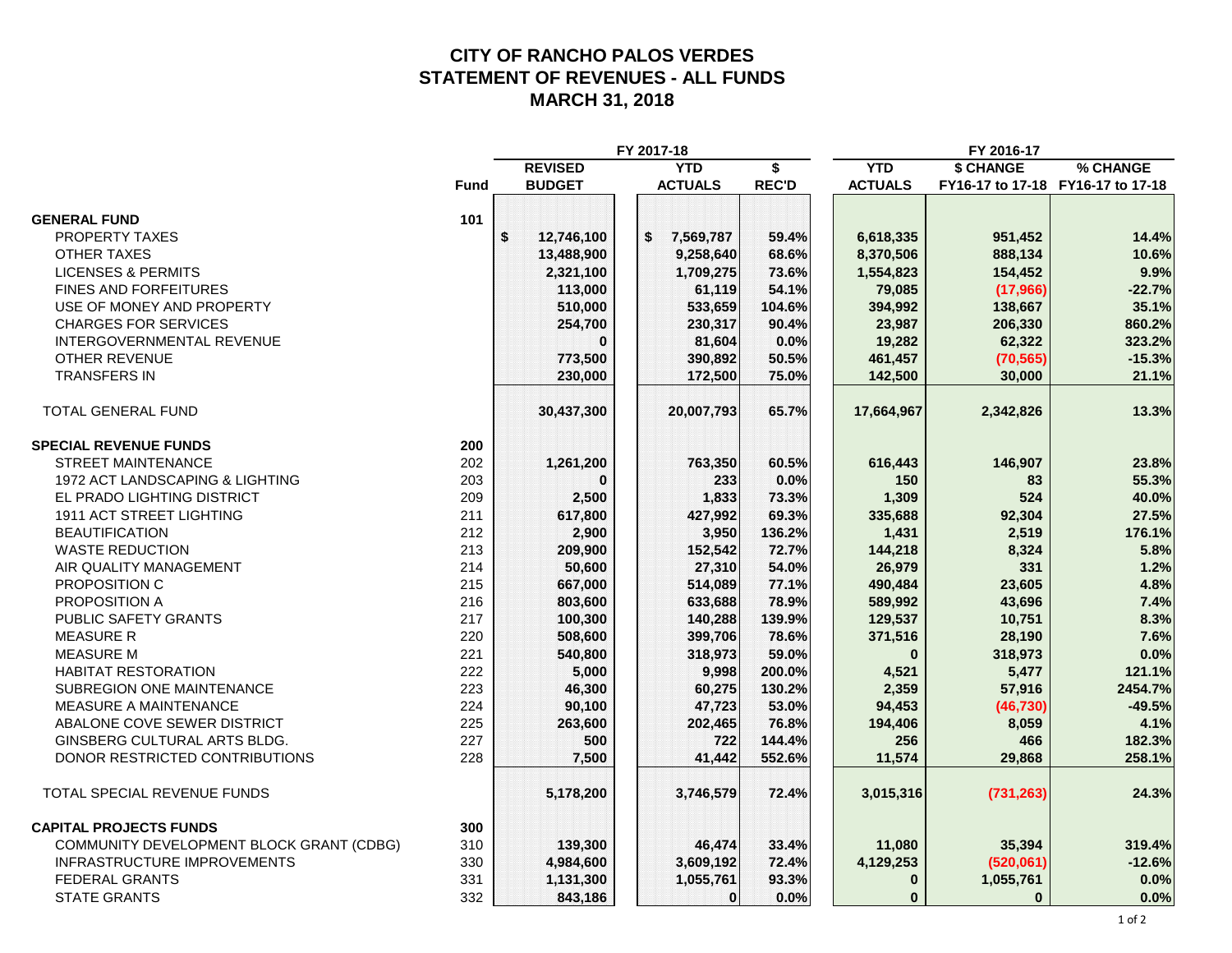# CITY OF RANCHO PALOS VERDES
## STATEMENT OF REVENUES - ALL FUNDS
## MARCH 31, 2018

| | Fund | FY 2017-18 REVISED BUDGET | FY 2017-18 YTD ACTUALS | FY 2017-18 $ REC'D | FY 2016-17 YTD ACTUALS | FY 2016-17 $ CHANGE FY16-17 to 17-18 | FY 2016-17 % CHANGE FY16-17 to 17-18 |
|---|---|---|---|---|---|---|---|
| **GENERAL FUND** | 101 | | | | | | |
| PROPERTY TAXES | | $ 12,746,100 | $ 7,569,787 | 59.4% | 6,618,335 | 951,452 | 14.4% |
| OTHER TAXES | | 13,488,900 | 9,258,640 | 68.6% | 8,370,506 | 888,134 | 10.6% |
| LICENSES & PERMITS | | 2,321,100 | 1,709,275 | 73.6% | 1,554,823 | 154,452 | 9.9% |
| FINES AND FORFEITURES | | 113,000 | 61,119 | 54.1% | 79,085 | (17,966) | -22.7% |
| USE OF MONEY AND PROPERTY | | 510,000 | 533,659 | 104.6% | 394,992 | 138,667 | 35.1% |
| CHARGES FOR SERVICES | | 254,700 | 230,317 | 90.4% | 23,987 | 206,330 | 860.2% |
| INTERGOVERNMENTAL REVENUE | | 0 | 81,604 | 0.0% | 19,282 | 62,322 | 323.2% |
| OTHER REVENUE | | 773,500 | 390,892 | 50.5% | 461,457 | (70,565) | -15.3% |
| TRANSFERS IN | | 230,000 | 172,500 | 75.0% | 142,500 | 30,000 | 21.1% |
| TOTAL GENERAL FUND | | 30,437,300 | 20,007,793 | 65.7% | 17,664,967 | 2,342,826 | 13.3% |
| **SPECIAL REVENUE FUNDS** | 200 | | | | | | |
| STREET MAINTENANCE | 202 | 1,261,200 | 763,350 | 60.5% | 616,443 | 146,907 | 23.8% |
| 1972 ACT LANDSCAPING & LIGHTING | 203 | 0 | 233 | 0.0% | 150 | 83 | 55.3% |
| EL PRADO LIGHTING DISTRICT | 209 | 2,500 | 1,833 | 73.3% | 1,309 | 524 | 40.0% |
| 1911 ACT STREET LIGHTING | 211 | 617,800 | 427,992 | 69.3% | 335,688 | 92,304 | 27.5% |
| BEAUTIFICATION | 212 | 2,900 | 3,950 | 136.2% | 1,431 | 2,519 | 176.1% |
| WASTE REDUCTION | 213 | 209,900 | 152,542 | 72.7% | 144,218 | 8,324 | 5.8% |
| AIR QUALITY MANAGEMENT | 214 | 50,600 | 27,310 | 54.0% | 26,979 | 331 | 1.2% |
| PROPOSITION C | 215 | 667,000 | 514,089 | 77.1% | 490,484 | 23,605 | 4.8% |
| PROPOSITION A | 216 | 803,600 | 633,688 | 78.9% | 589,992 | 43,696 | 7.4% |
| PUBLIC SAFETY GRANTS | 217 | 100,300 | 140,288 | 139.9% | 129,537 | 10,751 | 8.3% |
| MEASURE R | 220 | 508,600 | 399,706 | 78.6% | 371,516 | 28,190 | 7.6% |
| MEASURE M | 221 | 540,800 | 318,973 | 59.0% | 0 | 318,973 | 0.0% |
| HABITAT RESTORATION | 222 | 5,000 | 9,998 | 200.0% | 4,521 | 5,477 | 121.1% |
| SUBREGION ONE MAINTENANCE | 223 | 46,300 | 60,275 | 130.2% | 2,359 | 57,916 | 2454.7% |
| MEASURE A MAINTENANCE | 224 | 90,100 | 47,723 | 53.0% | 94,453 | (46,730) | -49.5% |
| ABALONE COVE SEWER DISTRICT | 225 | 263,600 | 202,465 | 76.8% | 194,406 | 8,059 | 4.1% |
| GINSBERG CULTURAL ARTS BLDG. | 227 | 500 | 722 | 144.4% | 256 | 466 | 182.3% |
| DONOR RESTRICTED CONTRIBUTIONS | 228 | 7,500 | 41,442 | 552.6% | 11,574 | 29,868 | 258.1% |
| TOTAL SPECIAL REVENUE FUNDS | | 5,178,200 | 3,746,579 | 72.4% | 3,015,316 | (731,263) | 24.3% |
| **CAPITAL PROJECTS FUNDS** | 300 | | | | | | |
| COMMUNITY DEVELOPMENT BLOCK GRANT (CDBG) | 310 | 139,300 | 46,474 | 33.4% | 11,080 | 35,394 | 319.4% |
| INFRASTRUCTURE IMPROVEMENTS | 330 | 4,984,600 | 3,609,192 | 72.4% | 4,129,253 | (520,061) | -12.6% |
| FEDERAL GRANTS | 331 | 1,131,300 | 1,055,761 | 93.3% | 0 | 1,055,761 | 0.0% |
| STATE GRANTS | 332 | 843,186 | 0 | 0.0% | 0 | 0 | 0.0% |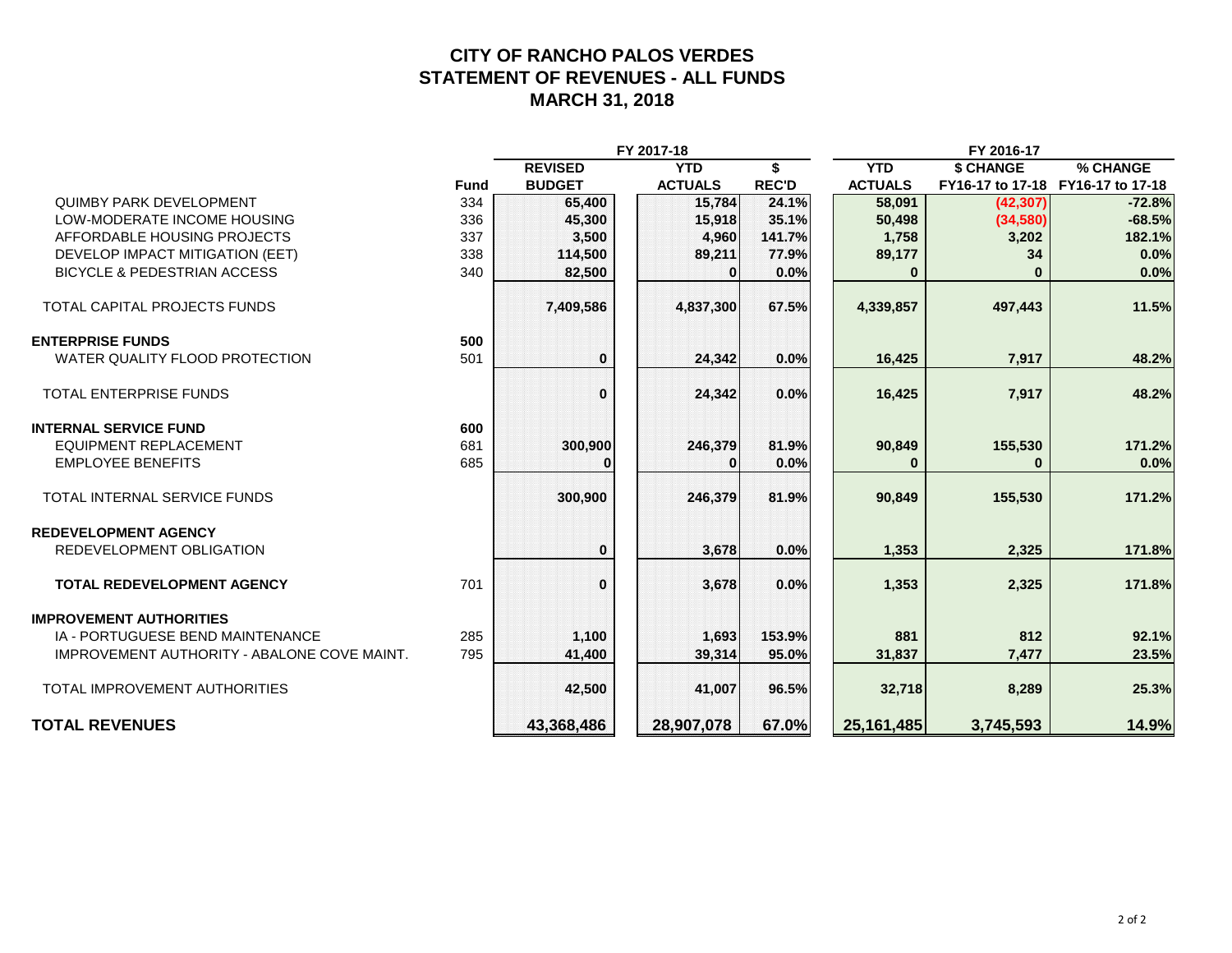# CITY OF RANCHO PALOS VERDES
## STATEMENT OF REVENUES - ALL FUNDS
## MARCH 31, 2018

| | Fund | FY 2017-18 REVISED BUDGET | FY 2017-18 YTD ACTUALS | FY 2017-18 $ REC'D | FY 2016-17 YTD ACTUALS | FY 2016-17 $ CHANGE FY16-17 to 17-18 | FY 2016-17 % CHANGE FY16-17 to 17-18 |
|---|---|---|---|---|---|---|---|
| QUIMBY PARK DEVELOPMENT | 334 | 65,400 | 15,784 | 24.1% | 58,091 | (42,307) | -72.8% |
| LOW-MODERATE INCOME HOUSING | 336 | 45,300 | 15,918 | 35.1% | 50,498 | (34,580) | -68.5% |
| AFFORDABLE HOUSING PROJECTS | 337 | 3,500 | 4,960 | 141.7% | 1,758 | 3,202 | 182.1% |
| DEVELOP IMPACT MITIGATION (EET) | 338 | 114,500 | 89,211 | 77.9% | 89,177 | 34 | 0.0% |
| BICYCLE & PEDESTRIAN ACCESS | 340 | 82,500 | 0 | 0.0% | 0 | 0 | 0.0% |
| TOTAL CAPITAL PROJECTS FUNDS | | 7,409,586 | 4,837,300 | 67.5% | 4,339,857 | 497,443 | 11.5% |
| **ENTERPRISE FUNDS** | 500 | | | | | | |
| WATER QUALITY FLOOD PROTECTION | 501 | 0 | 24,342 | 0.0% | 16,425 | 7,917 | 48.2% |
| TOTAL ENTERPRISE FUNDS | | 0 | 24,342 | 0.0% | 16,425 | 7,917 | 48.2% |
| **INTERNAL SERVICE FUND** | 600 | | | | | | |
| EQUIPMENT REPLACEMENT | 681 | 300,900 | 246,379 | 81.9% | 90,849 | 155,530 | 171.2% |
| EMPLOYEE BENEFITS | 685 | 0 | 0 | 0.0% | 0 | 0 | 0.0% |
| TOTAL INTERNAL SERVICE FUNDS | | 300,900 | 246,379 | 81.9% | 90,849 | 155,530 | 171.2% |
| **REDEVELOPMENT AGENCY** | | | | | | | |
| REDEVELOPMENT OBLIGATION | | 0 | 3,678 | 0.0% | 1,353 | 2,325 | 171.8% |
| **TOTAL REDEVELOPMENT AGENCY** | 701 | 0 | 3,678 | 0.0% | 1,353 | 2,325 | 171.8% |
| **IMPROVEMENT AUTHORITIES** | | | | | | | |
| IA - PORTUGUESE BEND MAINTENANCE | 285 | 1,100 | 1,693 | 153.9% | 881 | 812 | 92.1% |
| IMPROVEMENT AUTHORITY - ABALONE COVE MAINT. | 795 | 41,400 | 39,314 | 95.0% | 31,837 | 7,477 | 23.5% |
| TOTAL IMPROVEMENT AUTHORITIES | | 42,500 | 41,007 | 96.5% | 32,718 | 8,289 | 25.3% |
| **TOTAL REVENUES** | | **43,368,486** | **28,907,078** | **67.0%** | **25,161,485** | **3,745,593** | **14.9%** |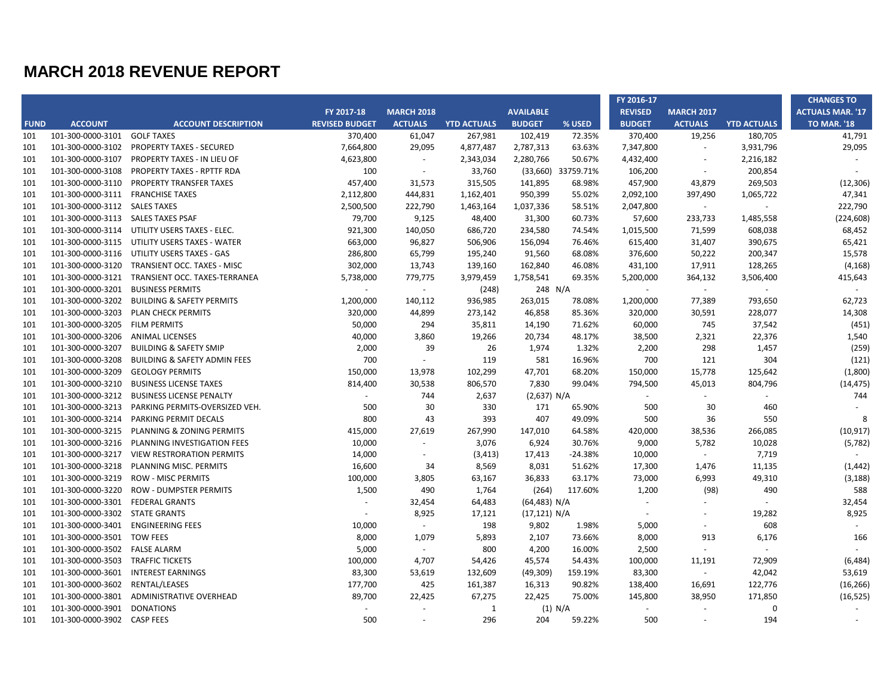# MARCH 2018 REVENUE REPORT

| FUND | ACCOUNT | ACCOUNT DESCRIPTION | FY 2017-18 REVISED BUDGET | MARCH 2018 ACTUALS | YTD ACTUALS | AVAILABLE BUDGET | % USED | FY 2016-17 REVISED BUDGET | MARCH 2017 ACTUALS | YTD ACTUALS | CHANGES TO ACTUALS MAR. '17 TO MAR. '18 |
|---|---|---|---|---|---|---|---|---|---|---|---|
| 101 | 101-300-0000-3101 | GOLF TAXES | 370,400 | 61,047 | 267,981 | 102,419 | 72.35% | 370,400 | 19,256 | 180,705 | 41,791 |
| 101 | 101-300-0000-3102 | PROPERTY TAXES - SECURED | 7,664,800 | 29,095 | 4,877,487 | 2,787,313 | 63.63% | 7,347,800 | - | 3,931,796 | 29,095 |
| 101 | 101-300-0000-3107 | PROPERTY TAXES - IN LIEU OF | 4,623,800 | - | 2,343,034 | 2,280,766 | 50.67% | 4,432,400 | - | 2,216,182 | - |
| 101 | 101-300-0000-3108 | PROPERTY TAXES - RPTTF RDA | 100 | - | 33,760 | (33,660) | 33759.71% | 106,200 | - | 200,854 | - |
| 101 | 101-300-0000-3110 | PROPERTY TRANSFER TAXES | 457,400 | 31,573 | 315,505 | 141,895 | 68.98% | 457,900 | 43,879 | 269,503 | (12,306) |
| 101 | 101-300-0000-3111 | FRANCHISE TAXES | 2,112,800 | 444,831 | 1,162,401 | 950,399 | 55.02% | 2,092,100 | 397,490 | 1,065,722 | 47,341 |
| 101 | 101-300-0000-3112 | SALES TAXES | 2,500,500 | 222,790 | 1,463,164 | 1,037,336 | 58.51% | 2,047,800 | - | - | 222,790 |
| 101 | 101-300-0000-3113 | SALES TAXES PSAF | 79,700 | 9,125 | 48,400 | 31,300 | 60.73% | 57,600 | 233,733 | 1,485,558 | (224,608) |
| 101 | 101-300-0000-3114 | UTILITY USERS TAXES - ELEC. | 921,300 | 140,050 | 686,720 | 234,580 | 74.54% | 1,015,500 | 71,599 | 608,038 | 68,452 |
| 101 | 101-300-0000-3115 | UTILITY USERS TAXES - WATER | 663,000 | 96,827 | 506,906 | 156,094 | 76.46% | 615,400 | 31,407 | 390,675 | 65,421 |
| 101 | 101-300-0000-3116 | UTILITY USERS TAXES - GAS | 286,800 | 65,799 | 195,240 | 91,560 | 68.08% | 376,600 | 50,222 | 200,347 | 15,578 |
| 101 | 101-300-0000-3120 | TRANSIENT OCC. TAXES - MISC | 302,000 | 13,743 | 139,160 | 162,840 | 46.08% | 431,100 | 17,911 | 128,265 | (4,168) |
| 101 | 101-300-0000-3121 | TRANSIENT OCC. TAXES-TERRANEA | 5,738,000 | 779,775 | 3,979,459 | 1,758,541 | 69.35% | 5,200,000 | 364,132 | 3,506,400 | 415,643 |
| 101 | 101-300-0000-3201 | BUSINESS PERMITS | - | - | (248) | 248 | N/A | - | - | - | - |
| 101 | 101-300-0000-3202 | BUILDING & SAFETY PERMITS | 1,200,000 | 140,112 | 936,985 | 263,015 | 78.08% | 1,200,000 | 77,389 | 793,650 | 62,723 |
| 101 | 101-300-0000-3203 | PLAN CHECK PERMITS | 320,000 | 44,899 | 273,142 | 46,858 | 85.36% | 320,000 | 30,591 | 228,077 | 14,308 |
| 101 | 101-300-0000-3205 | FILM PERMITS | 50,000 | 294 | 35,811 | 14,190 | 71.62% | 60,000 | 745 | 37,542 | (451) |
| 101 | 101-300-0000-3206 | ANIMAL LICENSES | 40,000 | 3,860 | 19,266 | 20,734 | 48.17% | 38,500 | 2,321 | 22,376 | 1,540 |
| 101 | 101-300-0000-3207 | BUILDING & SAFETY SMIP | 2,000 | 39 | 26 | 1,974 | 1.32% | 2,200 | 298 | 1,457 | (259) |
| 101 | 101-300-0000-3208 | BUILDING & SAFETY ADMIN FEES | 700 | - | 119 | 581 | 16.96% | 700 | 121 | 304 | (121) |
| 101 | 101-300-0000-3209 | GEOLOGY PERMITS | 150,000 | 13,978 | 102,299 | 47,701 | 68.20% | 150,000 | 15,778 | 125,642 | (1,800) |
| 101 | 101-300-0000-3210 | BUSINESS LICENSE TAXES | 814,400 | 30,538 | 806,570 | 7,830 | 99.04% | 794,500 | 45,013 | 804,796 | (14,475) |
| 101 | 101-300-0000-3212 | BUSINESS LICENSE PENALTY | - | 744 | 2,637 | (2,637) | N/A | - | - | - | 744 |
| 101 | 101-300-0000-3213 | PARKING PERMITS-OVERSIZED VEH. | 500 | 30 | 330 | 171 | 65.90% | 500 | 30 | 460 | - |
| 101 | 101-300-0000-3214 | PARKING PERMIT DECALS | 800 | 43 | 393 | 407 | 49.09% | 500 | 36 | 550 | 8 |
| 101 | 101-300-0000-3215 | PLANNING & ZONING PERMITS | 415,000 | 27,619 | 267,990 | 147,010 | 64.58% | 420,000 | 38,536 | 266,085 | (10,917) |
| 101 | 101-300-0000-3216 | PLANNING INVESTIGATION FEES | 10,000 | - | 3,076 | 6,924 | 30.76% | 9,000 | 5,782 | 10,028 | (5,782) |
| 101 | 101-300-0000-3217 | VIEW RESTRORATION PERMITS | 14,000 | - | (3,413) | 17,413 | -24.38% | 10,000 | - | 7,719 | - |
| 101 | 101-300-0000-3218 | PLANNING MISC. PERMITS | 16,600 | 34 | 8,569 | 8,031 | 51.62% | 17,300 | 1,476 | 11,135 | (1,442) |
| 101 | 101-300-0000-3219 | ROW - MISC PERMITS | 100,000 | 3,805 | 63,167 | 36,833 | 63.17% | 73,000 | 6,993 | 49,310 | (3,188) |
| 101 | 101-300-0000-3220 | ROW - DUMPSTER PERMITS | 1,500 | 490 | 1,764 | (264) | 117.60% | 1,200 | (98) | 490 | 588 |
| 101 | 101-300-0000-3301 | FEDERAL GRANTS | - | 32,454 | 64,483 | (64,483) | N/A | - | - | - | 32,454 |
| 101 | 101-300-0000-3302 | STATE GRANTS | - | 8,925 | 17,121 | (17,121) | N/A | - | - | 19,282 | 8,925 |
| 101 | 101-300-0000-3401 | ENGINEERING FEES | 10,000 | - | 198 | 9,802 | 1.98% | 5,000 | - | 608 | - |
| 101 | 101-300-0000-3501 | TOW FEES | 8,000 | 1,079 | 5,893 | 2,107 | 73.66% | 8,000 | 913 | 6,176 | 166 |
| 101 | 101-300-0000-3502 | FALSE ALARM | 5,000 | - | 800 | 4,200 | 16.00% | 2,500 | - | - | - |
| 101 | 101-300-0000-3503 | TRAFFIC TICKETS | 100,000 | 4,707 | 54,426 | 45,574 | 54.43% | 100,000 | 11,191 | 72,909 | (6,484) |
| 101 | 101-300-0000-3601 | INTEREST EARNINGS | 83,300 | 53,619 | 132,609 | (49,309) | 159.19% | 83,300 | - | 42,042 | 53,619 |
| 101 | 101-300-0000-3602 | RENTAL/LEASES | 177,700 | 425 | 161,387 | 16,313 | 90.82% | 138,400 | 16,691 | 122,776 | (16,266) |
| 101 | 101-300-0000-3801 | ADMINISTRATIVE OVERHEAD | 89,700 | 22,425 | 67,275 | 22,425 | 75.00% | 145,800 | 38,950 | 171,850 | (16,525) |
| 101 | 101-300-0000-3901 | DONATIONS | - | - | 1 | (1) | N/A | - | - | 0 | - |
| 101 | 101-300-0000-3902 | CASP FEES | 500 | - | 296 | 204 | 59.22% | 500 | - | 194 | - |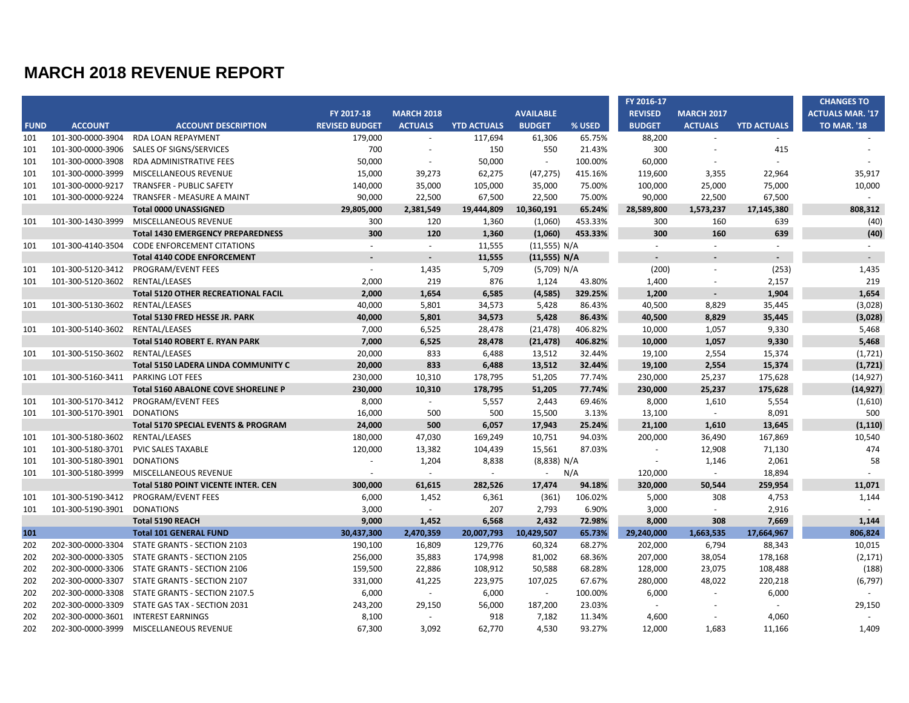# MARCH 2018 REVENUE REPORT

| FUND | ACCOUNT | ACCOUNT DESCRIPTION | FY 2017-18 REVISED BUDGET | MARCH 2018 ACTUALS | YTD ACTUALS | AVAILABLE BUDGET | % USED | FY 2016-17 REVISED BUDGET | MARCH 2017 ACTUALS | YTD ACTUALS | CHANGES TO ACTUALS MAR. '17 TO MAR. '18 |
|---|---|---|---|---|---|---|---|---|---|---|---|
| 101 | 101-300-0000-3904 | RDA LOAN REPAYMENT | 179,000 | - | 117,694 | 61,306 | 65.75% | 88,200 | - | - | - |
| 101 | 101-300-0000-3906 | SALES OF SIGNS/SERVICES | 700 | - | 150 | 550 | 21.43% | 300 | - | 415 | - |
| 101 | 101-300-0000-3908 | RDA ADMINISTRATIVE FEES | 50,000 | - | 50,000 | - | 100.00% | 60,000 | - | - | - |
| 101 | 101-300-0000-3999 | MISCELLANEOUS REVENUE | 15,000 | 39,273 | 62,275 | (47,275) | 415.16% | 119,600 | 3,355 | 22,964 | 35,917 |
| 101 | 101-300-0000-9217 | TRANSFER - PUBLIC SAFETY | 140,000 | 35,000 | 105,000 | 35,000 | 75.00% | 100,000 | 25,000 | 75,000 | 10,000 |
| 101 | 101-300-0000-9224 | TRANSFER - MEASURE A MAINT | 90,000 | 22,500 | 67,500 | 22,500 | 75.00% | 90,000 | 22,500 | 67,500 | - |
| | | **Total 0000 UNASSIGNED** | **29,805,000** | **2,381,549** | **19,444,809** | **10,360,191** | **65.24%** | **28,589,800** | **1,573,237** | **17,145,380** | **808,312** |
| 101 | 101-300-1430-3999 | MISCELLANEOUS REVENUE | 300 | 120 | 1,360 | (1,060) | 453.33% | 300 | 160 | 639 | (40) |
| | | **Total 1430 EMERGENCY PREPAREDNESS** | **300** | **120** | **1,360** | **(1,060)** | **453.33%** | **300** | **160** | **639** | **(40)** |
| 101 | 101-300-4140-3504 | CODE ENFORCEMENT CITATIONS | - | - | 11,555 | (11,555) | N/A | - | - | - | - |
| | | **Total 4140 CODE ENFORCEMENT** | **-** | **-** | **11,555** | **(11,555)** | **N/A** | **-** | **-** | **-** | **-** |
| 101 | 101-300-5120-3412 | PROGRAM/EVENT FEES | - | 1,435 | 5,709 | (5,709) | N/A | (200) | - | (253) | 1,435 |
| 101 | 101-300-5120-3602 | RENTAL/LEASES | 2,000 | 219 | 876 | 1,124 | 43.80% | 1,400 | - | 2,157 | 219 |
| | | **Total 5120 OTHER RECREATIONAL FACIL** | **2,000** | **1,654** | **6,585** | **(4,585)** | **329.25%** | **1,200** | **-** | **1,904** | **1,654** |
| 101 | 101-300-5130-3602 | RENTAL/LEASES | 40,000 | 5,801 | 34,573 | 5,428 | 86.43% | 40,500 | 8,829 | 35,445 | (3,028) |
| | | **Total 5130 FRED HESSE JR. PARK** | **40,000** | **5,801** | **34,573** | **5,428** | **86.43%** | **40,500** | **8,829** | **35,445** | **(3,028)** |
| 101 | 101-300-5140-3602 | RENTAL/LEASES | 7,000 | 6,525 | 28,478 | (21,478) | 406.82% | 10,000 | 1,057 | 9,330 | 5,468 |
| | | **Total 5140 ROBERT E. RYAN PARK** | **7,000** | **6,525** | **28,478** | **(21,478)** | **406.82%** | **10,000** | **1,057** | **9,330** | **5,468** |
| 101 | 101-300-5150-3602 | RENTAL/LEASES | 20,000 | 833 | 6,488 | 13,512 | 32.44% | 19,100 | 2,554 | 15,374 | (1,721) |
| | | **Total 5150 LADERA LINDA COMMUNITY C** | **20,000** | **833** | **6,488** | **13,512** | **32.44%** | **19,100** | **2,554** | **15,374** | **(1,721)** |
| 101 | 101-300-5160-3411 | PARKING LOT FEES | 230,000 | 10,310 | 178,795 | 51,205 | 77.74% | 230,000 | 25,237 | 175,628 | (14,927) |
| | | **Total 5160 ABALONE COVE SHORELINE P** | **230,000** | **10,310** | **178,795** | **51,205** | **77.74%** | **230,000** | **25,237** | **175,628** | **(14,927)** |
| 101 | 101-300-5170-3412 | PROGRAM/EVENT FEES | 8,000 | - | 5,557 | 2,443 | 69.46% | 8,000 | 1,610 | 5,554 | (1,610) |
| 101 | 101-300-5170-3901 | DONATIONS | 16,000 | 500 | 500 | 15,500 | 3.13% | 13,100 | - | 8,091 | 500 |
| | | **Total 5170 SPECIAL EVENTS & PROGRAM** | **24,000** | **500** | **6,057** | **17,943** | **25.24%** | **21,100** | **1,610** | **13,645** | **(1,110)** |
| 101 | 101-300-5180-3602 | RENTAL/LEASES | 180,000 | 47,030 | 169,249 | 10,751 | 94.03% | 200,000 | 36,490 | 167,869 | 10,540 |
| 101 | 101-300-5180-3701 | PVIC SALES TAXABLE | 120,000 | 13,382 | 104,439 | 15,561 | 87.03% | - | 12,908 | 71,130 | 474 |
| 101 | 101-300-5180-3901 | DONATIONS | - | 1,204 | 8,838 | (8,838) | N/A | - | 1,146 | 2,061 | 58 |
| 101 | 101-300-5180-3999 | MISCELLANEOUS REVENUE | - | - | - | - | N/A | 120,000 | - | 18,894 | - |
| | | **Total 5180 POINT VICENTE INTER. CEN** | **300,000** | **61,615** | **282,526** | **17,474** | **94.18%** | **320,000** | **50,544** | **259,954** | **11,071** |
| 101 | 101-300-5190-3412 | PROGRAM/EVENT FEES | 6,000 | 1,452 | 6,361 | (361) | 106.02% | 5,000 | 308 | 4,753 | 1,144 |
| 101 | 101-300-5190-3901 | DONATIONS | 3,000 | - | 207 | 2,793 | 6.90% | 3,000 | - | 2,916 | - |
| | | **Total 5190 REACH** | **9,000** | **1,452** | **6,568** | **2,432** | **72.98%** | **8,000** | **308** | **7,669** | **1,144** |
| **101** | | **Total 101 GENERAL FUND** | **30,437,300** | **2,470,359** | **20,007,793** | **10,429,507** | **65.73%** | **29,240,000** | **1,663,535** | **17,664,967** | **806,824** |
| 202 | 202-300-0000-3304 | STATE GRANTS - SECTION 2103 | 190,100 | 16,809 | 129,776 | 60,324 | 68.27% | 202,000 | 6,794 | 88,343 | 10,015 |
| 202 | 202-300-0000-3305 | STATE GRANTS - SECTION 2105 | 256,000 | 35,883 | 174,998 | 81,002 | 68.36% | 207,000 | 38,054 | 178,168 | (2,171) |
| 202 | 202-300-0000-3306 | STATE GRANTS - SECTION 2106 | 159,500 | 22,886 | 108,912 | 50,588 | 68.28% | 128,000 | 23,075 | 108,488 | (188) |
| 202 | 202-300-0000-3307 | STATE GRANTS - SECTION 2107 | 331,000 | 41,225 | 223,975 | 107,025 | 67.67% | 280,000 | 48,022 | 220,218 | (6,797) |
| 202 | 202-300-0000-3308 | STATE GRANTS - SECTION 2107.5 | 6,000 | - | 6,000 | - | 100.00% | 6,000 | - | 6,000 | - |
| 202 | 202-300-0000-3309 | STATE GAS TAX - SECTION 2031 | 243,200 | 29,150 | 56,000 | 187,200 | 23.03% | - | - | - | 29,150 |
| 202 | 202-300-0000-3601 | INTEREST EARNINGS | 8,100 | - | 918 | 7,182 | 11.34% | 4,600 | - | 4,060 | - |
| 202 | 202-300-0000-3999 | MISCELLANEOUS REVENUE | 67,300 | 3,092 | 62,770 | 4,530 | 93.27% | 12,000 | 1,683 | 11,166 | 1,409 |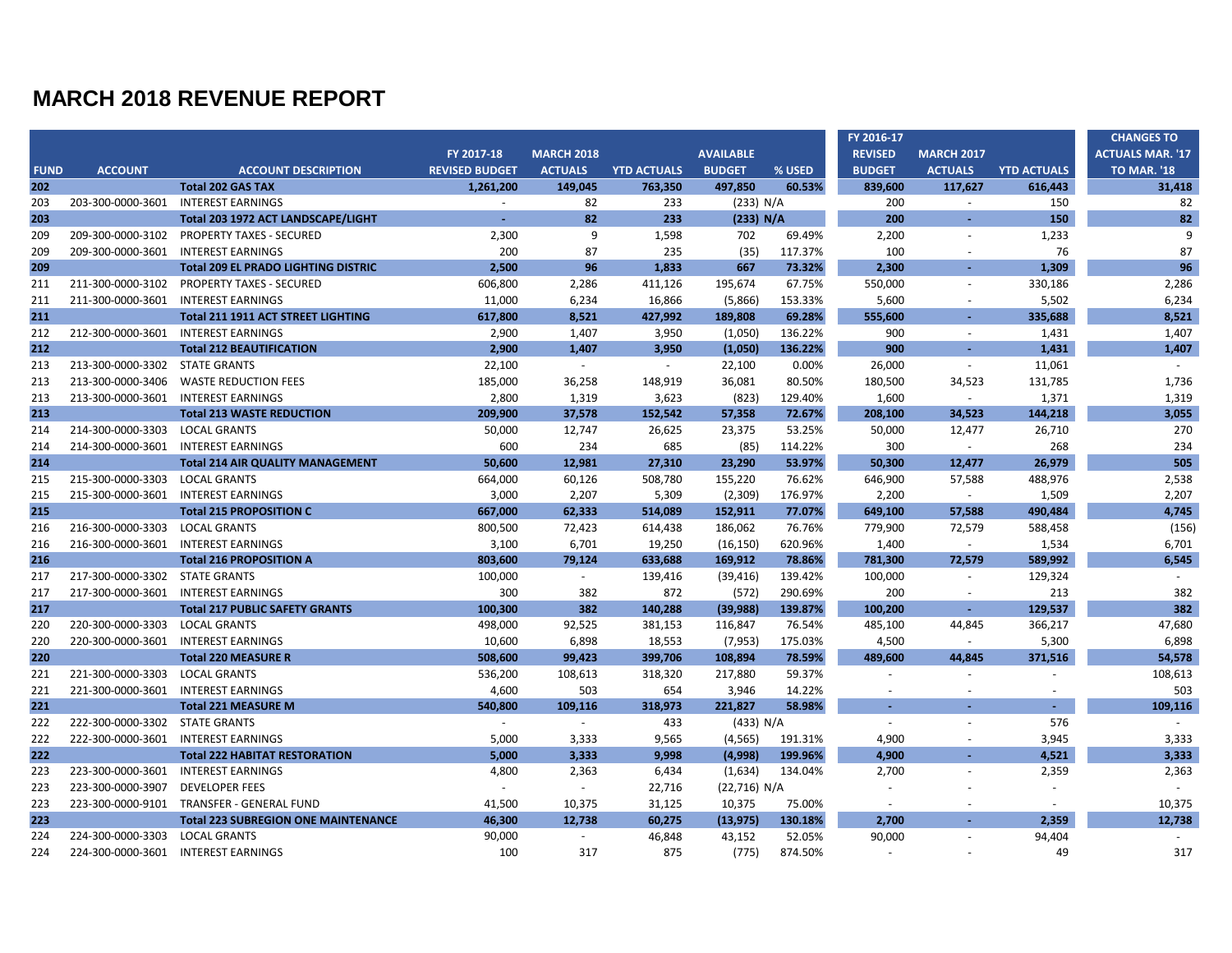# MARCH 2018 REVENUE REPORT

| FUND | ACCOUNT | ACCOUNT DESCRIPTION | FY 2017-18 REVISED BUDGET | MARCH 2018 ACTUALS | YTD ACTUALS | AVAILABLE BUDGET | % USED | FY 2016-17 REVISED BUDGET | MARCH 2017 ACTUALS | YTD ACTUALS | CHANGES TO ACTUALS MAR. '17 TO MAR. '18 |
|---|---|---|---|---|---|---|---|---|---|---|---|
| **202** | | **Total 202 GAS TAX** | **1,261,200** | **149,045** | **763,350** | **497,850** | **60.53%** | **839,600** | **117,627** | **616,443** | **31,418** |
| 203 | 203-300-0000-3601 | INTEREST EARNINGS | - | 82 | 233 | (233) | N/A | 200 | - | 150 | 82 |
| **203** | | **Total 203 1972 ACT LANDSCAPE/LIGHT** | **-** | **82** | **233** | **(233)** | **N/A** | **200** | **-** | **150** | **82** |
| 209 | 209-300-0000-3102 | PROPERTY TAXES - SECURED | 2,300 | 9 | 1,598 | 702 | 69.49% | 2,200 | - | 1,233 | 9 |
| 209 | 209-300-0000-3601 | INTEREST EARNINGS | 200 | 87 | 235 | (35) | 117.37% | 100 | - | 76 | 87 |
| **209** | | **Total 209 EL PRADO LIGHTING DISTRIC** | **2,500** | **96** | **1,833** | **667** | **73.32%** | **2,300** | **-** | **1,309** | **96** |
| 211 | 211-300-0000-3102 | PROPERTY TAXES - SECURED | 606,800 | 2,286 | 411,126 | 195,674 | 67.75% | 550,000 | - | 330,186 | 2,286 |
| 211 | 211-300-0000-3601 | INTEREST EARNINGS | 11,000 | 6,234 | 16,866 | (5,866) | 153.33% | 5,600 | - | 5,502 | 6,234 |
| **211** | | **Total 211 1911 ACT STREET LIGHTING** | **617,800** | **8,521** | **427,992** | **189,808** | **69.28%** | **555,600** | **-** | **335,688** | **8,521** |
| 212 | 212-300-0000-3601 | INTEREST EARNINGS | 2,900 | 1,407 | 3,950 | (1,050) | 136.22% | 900 | - | 1,431 | 1,407 |
| **212** | | **Total 212 BEAUTIFICATION** | **2,900** | **1,407** | **3,950** | **(1,050)** | **136.22%** | **900** | **-** | **1,431** | **1,407** |
| 213 | 213-300-0000-3302 | STATE GRANTS | 22,100 | - | - | 22,100 | 0.00% | 26,000 | - | 11,061 | - |
| 213 | 213-300-0000-3406 | WASTE REDUCTION FEES | 185,000 | 36,258 | 148,919 | 36,081 | 80.50% | 180,500 | 34,523 | 131,785 | 1,736 |
| 213 | 213-300-0000-3601 | INTEREST EARNINGS | 2,800 | 1,319 | 3,623 | (823) | 129.40% | 1,600 | - | 1,371 | 1,319 |
| **213** | | **Total 213 WASTE REDUCTION** | **209,900** | **37,578** | **152,542** | **57,358** | **72.67%** | **208,100** | **34,523** | **144,218** | **3,055** |
| 214 | 214-300-0000-3303 | LOCAL GRANTS | 50,000 | 12,747 | 26,625 | 23,375 | 53.25% | 50,000 | 12,477 | 26,710 | 270 |
| 214 | 214-300-0000-3601 | INTEREST EARNINGS | 600 | 234 | 685 | (85) | 114.22% | 300 | - | 268 | 234 |
| **214** | | **Total 214 AIR QUALITY MANAGEMENT** | **50,600** | **12,981** | **27,310** | **23,290** | **53.97%** | **50,300** | **12,477** | **26,979** | **505** |
| 215 | 215-300-0000-3303 | LOCAL GRANTS | 664,000 | 60,126 | 508,780 | 155,220 | 76.62% | 646,900 | 57,588 | 488,976 | 2,538 |
| 215 | 215-300-0000-3601 | INTEREST EARNINGS | 3,000 | 2,207 | 5,309 | (2,309) | 176.97% | 2,200 | - | 1,509 | 2,207 |
| **215** | | **Total 215 PROPOSITION C** | **667,000** | **62,333** | **514,089** | **152,911** | **77.07%** | **649,100** | **57,588** | **490,484** | **4,745** |
| 216 | 216-300-0000-3303 | LOCAL GRANTS | 800,500 | 72,423 | 614,438 | 186,062 | 76.76% | 779,900 | 72,579 | 588,458 | (156) |
| 216 | 216-300-0000-3601 | INTEREST EARNINGS | 3,100 | 6,701 | 19,250 | (16,150) | 620.96% | 1,400 | - | 1,534 | 6,701 |
| **216** | | **Total 216 PROPOSITION A** | **803,600** | **79,124** | **633,688** | **169,912** | **78.86%** | **781,300** | **72,579** | **589,992** | **6,545** |
| 217 | 217-300-0000-3302 | STATE GRANTS | 100,000 | - | 139,416 | (39,416) | 139.42% | 100,000 | - | 129,324 | - |
| 217 | 217-300-0000-3601 | INTEREST EARNINGS | 300 | 382 | 872 | (572) | 290.69% | 200 | - | 213 | 382 |
| **217** | | **Total 217 PUBLIC SAFETY GRANTS** | **100,300** | **382** | **140,288** | **(39,988)** | **139.87%** | **100,200** | **-** | **129,537** | **382** |
| 220 | 220-300-0000-3303 | LOCAL GRANTS | 498,000 | 92,525 | 381,153 | 116,847 | 76.54% | 485,100 | 44,845 | 366,217 | 47,680 |
| 220 | 220-300-0000-3601 | INTEREST EARNINGS | 10,600 | 6,898 | 18,553 | (7,953) | 175.03% | 4,500 | - | 5,300 | 6,898 |
| **220** | | **Total 220 MEASURE R** | **508,600** | **99,423** | **399,706** | **108,894** | **78.59%** | **489,600** | **44,845** | **371,516** | **54,578** |
| 221 | 221-300-0000-3303 | LOCAL GRANTS | 536,200 | 108,613 | 318,320 | 217,880 | 59.37% | - | - | - | 108,613 |
| 221 | 221-300-0000-3601 | INTEREST EARNINGS | 4,600 | 503 | 654 | 3,946 | 14.22% | - | - | - | 503 |
| **221** | | **Total 221 MEASURE M** | **540,800** | **109,116** | **318,973** | **221,827** | **58.98%** | **-** | **-** | **-** | **109,116** |
| 222 | 222-300-0000-3302 | STATE GRANTS | - | - | 433 | (433) | N/A | - | - | 576 | - |
| 222 | 222-300-0000-3601 | INTEREST EARNINGS | 5,000 | 3,333 | 9,565 | (4,565) | 191.31% | 4,900 | - | 3,945 | 3,333 |
| **222** | | **Total 222 HABITAT RESTORATION** | **5,000** | **3,333** | **9,998** | **(4,998)** | **199.96%** | **4,900** | **-** | **4,521** | **3,333** |
| 223 | 223-300-0000-3601 | INTEREST EARNINGS | 4,800 | 2,363 | 6,434 | (1,634) | 134.04% | 2,700 | - | 2,359 | 2,363 |
| 223 | 223-300-0000-3907 | DEVELOPER FEES | - | - | 22,716 | (22,716) | N/A | - | - | - | - |
| 223 | 223-300-0000-9101 | TRANSFER - GENERAL FUND | 41,500 | 10,375 | 31,125 | 10,375 | 75.00% | - | - | - | 10,375 |
| **223** | | **Total 223 SUBREGION ONE MAINTENANCE** | **46,300** | **12,738** | **60,275** | **(13,975)** | **130.18%** | **2,700** | **-** | **2,359** | **12,738** |
| 224 | 224-300-0000-3303 | LOCAL GRANTS | 90,000 | - | 46,848 | 43,152 | 52.05% | 90,000 | - | 94,404 | - |
| 224 | 224-300-0000-3601 | INTEREST EARNINGS | 100 | 317 | 875 | (775) | 874.50% | - | - | 49 | 317 |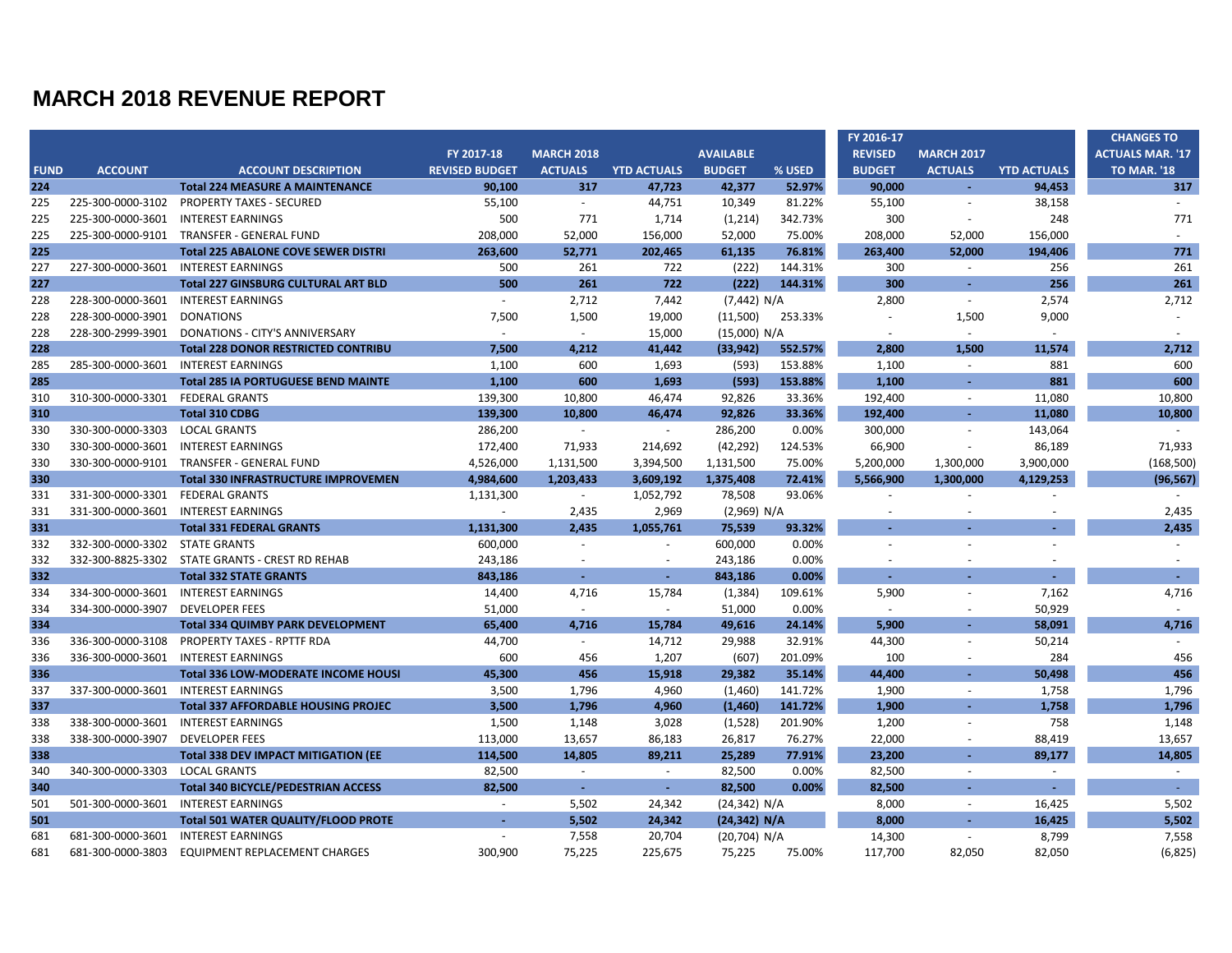# MARCH 2018 REVENUE REPORT

| FUND | ACCOUNT | ACCOUNT DESCRIPTION | FY 2017-18 REVISED BUDGET | MARCH 2018 ACTUALS | YTD ACTUALS | AVAILABLE BUDGET | % USED | FY 2016-17 REVISED BUDGET | MARCH 2017 ACTUALS | YTD ACTUALS | CHANGES TO ACTUALS MAR. '17 TO MAR. '18 |
|---|---|---|---|---|---|---|---|---|---|---|---|
| **224** | | **Total 224 MEASURE A MAINTENANCE** | **90,100** | **317** | **47,723** | **42,377** | **52.97%** | **90,000** | **-** | **94,453** | **317** |
| 225 | 225-300-0000-3102 | PROPERTY TAXES - SECURED | 55,100 | - | 44,751 | 10,349 | 81.22% | 55,100 | - | 38,158 | - |
| 225 | 225-300-0000-3601 | INTEREST EARNINGS | 500 | 771 | 1,714 | (1,214) | 342.73% | 300 | - | 248 | 771 |
| 225 | 225-300-0000-9101 | TRANSFER - GENERAL FUND | 208,000 | 52,000 | 156,000 | 52,000 | 75.00% | 208,000 | 52,000 | 156,000 | - |
| **225** | | **Total 225 ABALONE COVE SEWER DISTRI** | **263,600** | **52,771** | **202,465** | **61,135** | **76.81%** | **263,400** | **52,000** | **194,406** | **771** |
| 227 | 227-300-0000-3601 | INTEREST EARNINGS | 500 | 261 | 722 | (222) | 144.31% | 300 | - | 256 | 261 |
| **227** | | **Total 227 GINSBURG CULTURAL ART BLD** | **500** | **261** | **722** | **(222)** | **144.31%** | **300** | **-** | **256** | **261** |
| 228 | 228-300-0000-3601 | INTEREST EARNINGS | - | 2,712 | 7,442 | (7,442) | N/A | 2,800 | - | 2,574 | 2,712 |
| 228 | 228-300-0000-3901 | DONATIONS | 7,500 | 1,500 | 19,000 | (11,500) | 253.33% | - | 1,500 | 9,000 | - |
| 228 | 228-300-2999-3901 | DONATIONS - CITY'S ANNIVERSARY | - | - | 15,000 | (15,000) | N/A | - | - | - | - |
| **228** | | **Total 228 DONOR RESTRICTED CONTRIBU** | **7,500** | **4,212** | **41,442** | **(33,942)** | **552.57%** | **2,800** | **1,500** | **11,574** | **2,712** |
| 285 | 285-300-0000-3601 | INTEREST EARNINGS | 1,100 | 600 | 1,693 | (593) | 153.88% | 1,100 | - | 881 | 600 |
| **285** | | **Total 285 IA PORTUGUESE BEND MAINTE** | **1,100** | **600** | **1,693** | **(593)** | **153.88%** | **1,100** | **-** | **881** | **600** |
| 310 | 310-300-0000-3301 | FEDERAL GRANTS | 139,300 | 10,800 | 46,474 | 92,826 | 33.36% | 192,400 | - | 11,080 | 10,800 |
| **310** | | **Total 310 CDBG** | **139,300** | **10,800** | **46,474** | **92,826** | **33.36%** | **192,400** | **-** | **11,080** | **10,800** |
| 330 | 330-300-0000-3303 | LOCAL GRANTS | 286,200 | - | - | 286,200 | 0.00% | 300,000 | - | 143,064 | - |
| 330 | 330-300-0000-3601 | INTEREST EARNINGS | 172,400 | 71,933 | 214,692 | (42,292) | 124.53% | 66,900 | - | 86,189 | 71,933 |
| 330 | 330-300-0000-9101 | TRANSFER - GENERAL FUND | 4,526,000 | 1,131,500 | 3,394,500 | 1,131,500 | 75.00% | 5,200,000 | 1,300,000 | 3,900,000 | (168,500) |
| **330** | | **Total 330 INFRASTRUCTURE IMPROVEMEN** | **4,984,600** | **1,203,433** | **3,609,192** | **1,375,408** | **72.41%** | **5,566,900** | **1,300,000** | **4,129,253** | **(96,567)** |
| 331 | 331-300-0000-3301 | FEDERAL GRANTS | 1,131,300 | - | 1,052,792 | 78,508 | 93.06% | - | - | - | - |
| 331 | 331-300-0000-3601 | INTEREST EARNINGS | - | 2,435 | 2,969 | (2,969) | N/A | - | - | - | 2,435 |
| **331** | | **Total 331 FEDERAL GRANTS** | **1,131,300** | **2,435** | **1,055,761** | **75,539** | **93.32%** | **-** | **-** | **-** | **2,435** |
| 332 | 332-300-0000-3302 | STATE GRANTS | 600,000 | - | - | 600,000 | 0.00% | - | - | - | - |
| 332 | 332-300-8825-3302 | STATE GRANTS - CREST RD REHAB | 243,186 | - | - | 243,186 | 0.00% | - | - | - | - |
| **332** | | **Total 332 STATE GRANTS** | **843,186** | **-** | **-** | **843,186** | **0.00%** | **-** | **-** | **-** | **-** |
| 334 | 334-300-0000-3601 | INTEREST EARNINGS | 14,400 | 4,716 | 15,784 | (1,384) | 109.61% | 5,900 | - | 7,162 | 4,716 |
| 334 | 334-300-0000-3907 | DEVELOPER FEES | 51,000 | - | - | 51,000 | 0.00% | - | - | 50,929 | - |
| **334** | | **Total 334 QUIMBY PARK DEVELOPMENT** | **65,400** | **4,716** | **15,784** | **49,616** | **24.14%** | **5,900** | **-** | **58,091** | **4,716** |
| 336 | 336-300-0000-3108 | PROPERTY TAXES - RPTTF RDA | 44,700 | - | 14,712 | 29,988 | 32.91% | 44,300 | - | 50,214 | - |
| 336 | 336-300-0000-3601 | INTEREST EARNINGS | 600 | 456 | 1,207 | (607) | 201.09% | 100 | - | 284 | 456 |
| **336** | | **Total 336 LOW-MODERATE INCOME HOUSI** | **45,300** | **456** | **15,918** | **29,382** | **35.14%** | **44,400** | **-** | **50,498** | **456** |
| 337 | 337-300-0000-3601 | INTEREST EARNINGS | 3,500 | 1,796 | 4,960 | (1,460) | 141.72% | 1,900 | - | 1,758 | 1,796 |
| **337** | | **Total 337 AFFORDABLE HOUSING PROJEC** | **3,500** | **1,796** | **4,960** | **(1,460)** | **141.72%** | **1,900** | **-** | **1,758** | **1,796** |
| 338 | 338-300-0000-3601 | INTEREST EARNINGS | 1,500 | 1,148 | 3,028 | (1,528) | 201.90% | 1,200 | - | 758 | 1,148 |
| 338 | 338-300-0000-3907 | DEVELOPER FEES | 113,000 | 13,657 | 86,183 | 26,817 | 76.27% | 22,000 | - | 88,419 | 13,657 |
| **338** | | **Total 338 DEV IMPACT MITIGATION (EE** | **114,500** | **14,805** | **89,211** | **25,289** | **77.91%** | **23,200** | **-** | **89,177** | **14,805** |
| 340 | 340-300-0000-3303 | LOCAL GRANTS | 82,500 | - | - | 82,500 | 0.00% | 82,500 | - | - | - |
| **340** | | **Total 340 BICYCLE/PEDESTRIAN ACCESS** | **82,500** | **-** | **-** | **82,500** | **0.00%** | **82,500** | **-** | **-** | **-** |
| 501 | 501-300-0000-3601 | INTEREST EARNINGS | - | 5,502 | 24,342 | (24,342) | N/A | 8,000 | - | 16,425 | 5,502 |
| **501** | | **Total 501 WATER QUALITY/FLOOD PROTE** | **-** | **5,502** | **24,342** | **(24,342)** | **N/A** | **8,000** | **-** | **16,425** | **5,502** |
| 681 | 681-300-0000-3601 | INTEREST EARNINGS | - | 7,558 | 20,704 | (20,704) | N/A | 14,300 | - | 8,799 | 7,558 |
| 681 | 681-300-0000-3803 | EQUIPMENT REPLACEMENT CHARGES | 300,900 | 75,225 | 225,675 | 75,225 | 75.00% | 117,700 | 82,050 | 82,050 | (6,825) |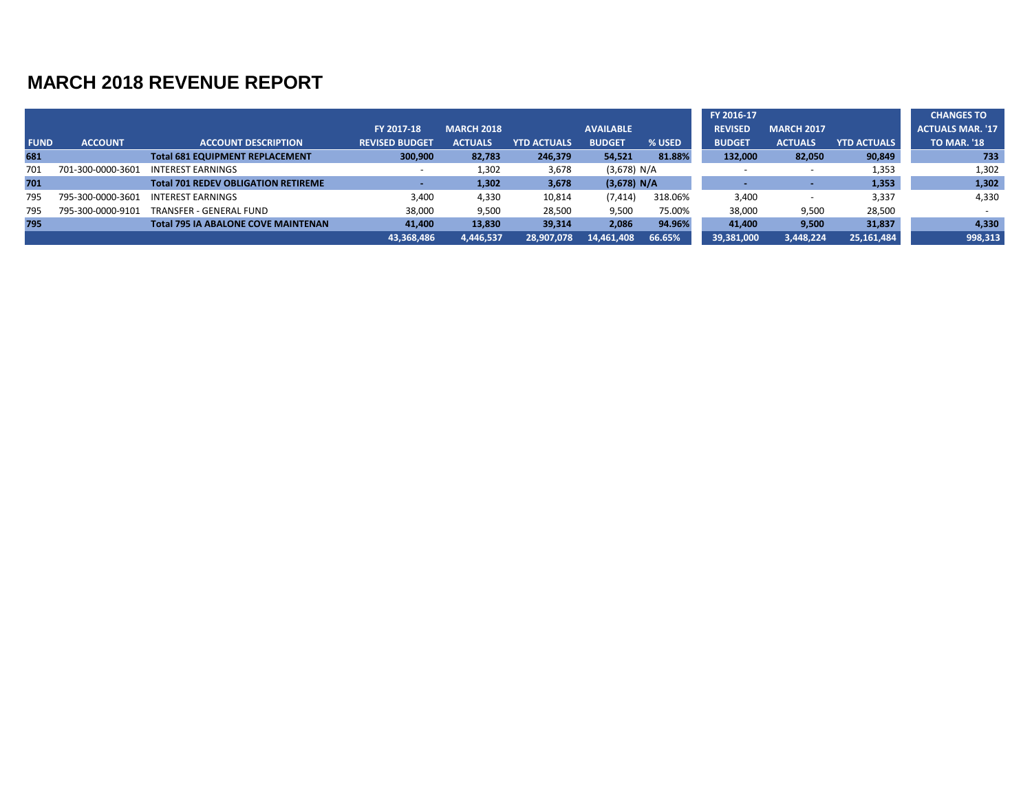# MARCH 2018 REVENUE REPORT

| FUND | ACCOUNT | ACCOUNT DESCRIPTION | FY 2017-18 REVISED BUDGET | MARCH 2018 ACTUALS | YTD ACTUALS | AVAILABLE BUDGET | % USED | FY 2016-17 REVISED BUDGET | MARCH 2017 ACTUALS | YTD ACTUALS | CHANGES TO ACTUALS MAR. '17 TO MAR. '18 |
|---|---|---|---|---|---|---|---|---|---|---|---|
| **681** | | **Total 681 EQUIPMENT REPLACEMENT** | **300,900** | **82,783** | **246,379** | **54,521** | **81.88%** | **132,000** | **82,050** | **90,849** | **733** |
| 701 | 701-300-0000-3601 | INTEREST EARNINGS | - | 1,302 | 3,678 | (3,678) | N/A | - | - | 1,353 | 1,302 |
| **701** | | **Total 701 REDEV OBLIGATION RETIREME** | **-** | **1,302** | **3,678** | **(3,678)** | **N/A** | **-** | **-** | **1,353** | **1,302** |
| 795 | 795-300-0000-3601 | INTEREST EARNINGS | 3,400 | 4,330 | 10,814 | (7,414) | 318.06% | 3,400 | - | 3,337 | 4,330 |
| 795 | 795-300-0000-9101 | TRANSFER - GENERAL FUND | 38,000 | 9,500 | 28,500 | 9,500 | 75.00% | 38,000 | 9,500 | 28,500 | - |
| **795** | | **Total 795 IA ABALONE COVE MAINTENAN** | **41,400** | **13,830** | **39,314** | **2,086** | **94.96%** | **41,400** | **9,500** | **31,837** | **4,330** |
| | | | **43,368,486** | **4,446,537** | **28,907,078** | **14,461,408** | **66.65%** | **39,381,000** | **3,448,224** | **25,161,484** | **998,313** |